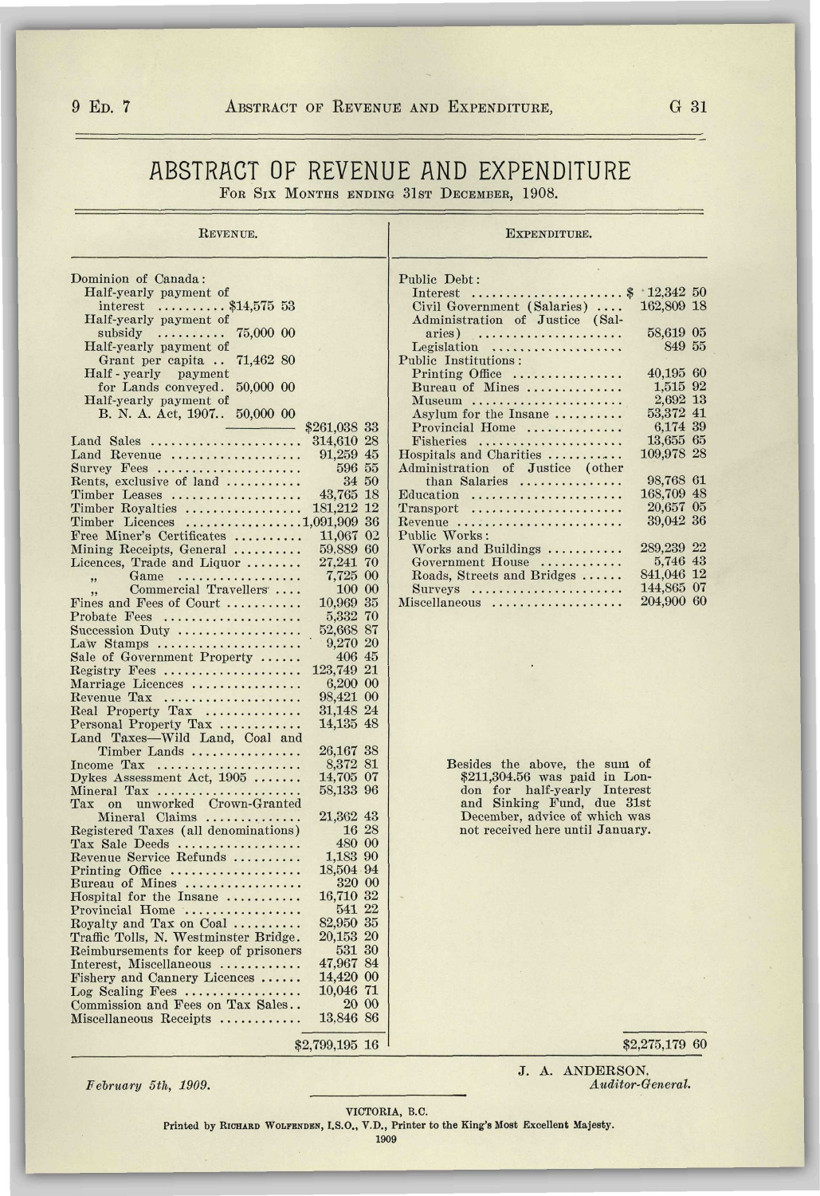# ABSTRACT OF REVENUE AND EXPENDITURE

For Six Months ending 31st December, 1908.

## Revenue.

| | | |
|---|---|---|
| Dominion of Canada: | | |
| Half-yearly payment of interest | $14,575 53 | |
| Half-yearly payment of subsidy | 75,000 00 | |
| Half-yearly payment of Grant per capita | 71,462 80 | |
| Half-yearly payment for Lands conveyed | 50,000 00 | |
| Half-yearly payment of B. N. A. Act, 1907 | 50,000 00 | |
| | | $261,038 33 |
| Land Sales | | 314,610 28 |
| Land Revenue | | 91,259 45 |
| Survey Fees | | 596 55 |
| Rents, exclusive of land | | 34 50 |
| Timber Leases | | 43,765 18 |
| Timber Royalties | | 181,212 12 |
| Timber Licences | | 1,091,909 36 |
| Free Miner's Certificates | | 11,067 02 |
| Mining Receipts, General | | 59,889 60 |
| Licences, Trade and Liquor | | 27,241 70 |
| " Game | | 7,725 00 |
| " Commercial Travellers | | 100 00 |
| Fines and Fees of Court | | 10,969 35 |
| Probate Fees | | 5,332 70 |
| Succession Duty | | 52,668 87 |
| Law Stamps | | 9,270 20 |
| Sale of Government Property | | 406 45 |
| Registry Fees | | 123,749 21 |
| Marriage Licences | | 6,200 00 |
| Revenue Tax | | 98,421 00 |
| Real Property Tax | | 31,148 24 |
| Personal Property Tax | | 14,135 48 |
| Land Taxes—Wild Land, Coal and Timber Lands | | 26,167 38 |
| Income Tax | | 8,372 81 |
| Dykes Assessment Act, 1905 | | 14,705 07 |
| Mineral Tax | | 58,133 96 |
| Tax on unworked Crown-Granted Mineral Claims | | 21,362 43 |
| Registered Taxes (all denominations) | | 16 28 |
| Tax Sale Deeds | | 480 00 |
| Revenue Service Refunds | | 1,183 90 |
| Printing Office | | 18,504 94 |
| Bureau of Mines | | 320 00 |
| Hospital for the Insane | | 16,710 32 |
| Provincial Home | | 541 22 |
| Royalty and Tax on Coal | | 82,950 35 |
| Traffic Tolls, N. Westminster Bridge | | 20,153 20 |
| Reimbursements for keep of prisoners | | 531 30 |
| Interest, Miscellaneous | | 47,967 84 |
| Fishery and Cannery Licences | | 14,420 00 |
| Log Scaling Fees | | 10,046 71 |
| Commission and Fees on Tax Sales | | 20 00 |
| Miscellaneous Receipts | | 13,846 86 |
| | | $2,799,195 16 |

## Expenditure.

| | |
|---|---|
| Public Debt: | |
| Interest | $12,342 50 |
| Civil Government (Salaries) | 162,809 18 |
| Administration of Justice (Salaries) | 58,619 05 |
| Legislation | 849 55 |
| Public Institutions: | |
| Printing Office | 40,195 60 |
| Bureau of Mines | 1,515 92 |
| Museum | 2,692 13 |
| Asylum for the Insane | 53,372 41 |
| Provincial Home | 6,174 39 |
| Fisheries | 13,655 65 |
| Hospitals and Charities | 109,978 28 |
| Administration of Justice (other than Salaries | 98,768 61 |
| Education | 168,709 48 |
| Transport | 20,657 05 |
| Revenue | 39,042 36 |
| Public Works: | |
| Works and Buildings | 289,239 22 |
| Government House | 5,746 43 |
| Roads, Streets and Bridges | 841,046 12 |
| Surveys | 144,865 07 |
| Miscellaneous | 204,900 60 |
| | $2,275,179 60 |

Besides the above, the sum of $211,304.56 was paid in London for half-yearly Interest and Sinking Fund, due 31st December, advice of which was not received here until January.

*February 5th, 1909.*

J. A. ANDERSON,
*Auditor-General.*

VICTORIA, B.C.
Printed by Richard Wolfenden, I.S.O., V.D., Printer to the King's Most Excellent Majesty.
1909